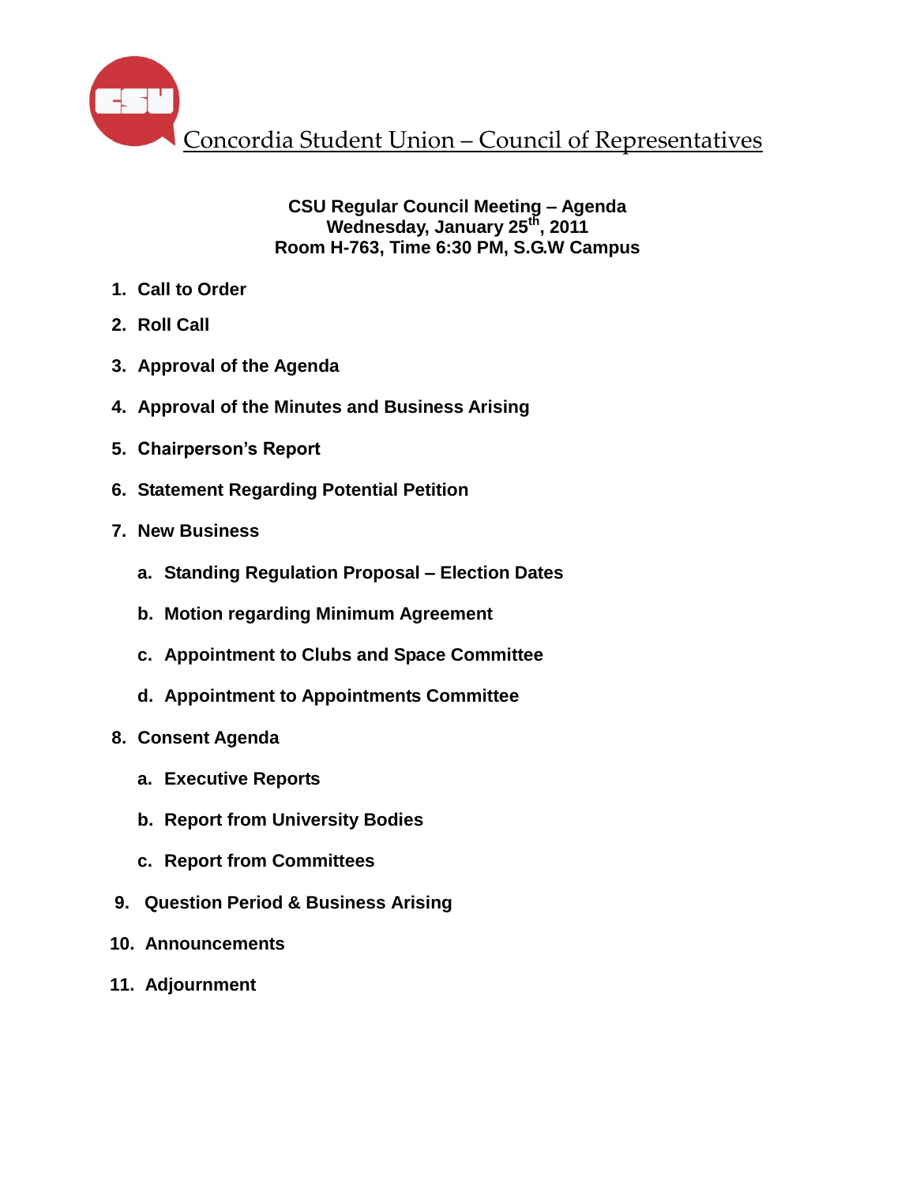# Concordia Student Union – Council of Representatives

**CSU Regular Council Meeting – Agenda**
**Wednesday, January 25th, 2011**
**Room H-763, Time 6:30 PM, S.G.W Campus**

1. **Call to Order**
2. **Roll Call**
3. **Approval of the Agenda**
4. **Approval of the Minutes and Business Arising**
5. **Chairperson's Report**
6. **Statement Regarding Potential Petition**
7. **New Business**
   a. **Standing Regulation Proposal – Election Dates**
   b. **Motion regarding Minimum Agreement**
   c. **Appointment to Clubs and Space Committee**
   d. **Appointment to Appointments Committee**
8. **Consent Agenda**
   a. **Executive Reports**
   b. **Report from University Bodies**
   c. **Report from Committees**
9. **Question Period & Business Arising**
10. **Announcements**
11. **Adjournment**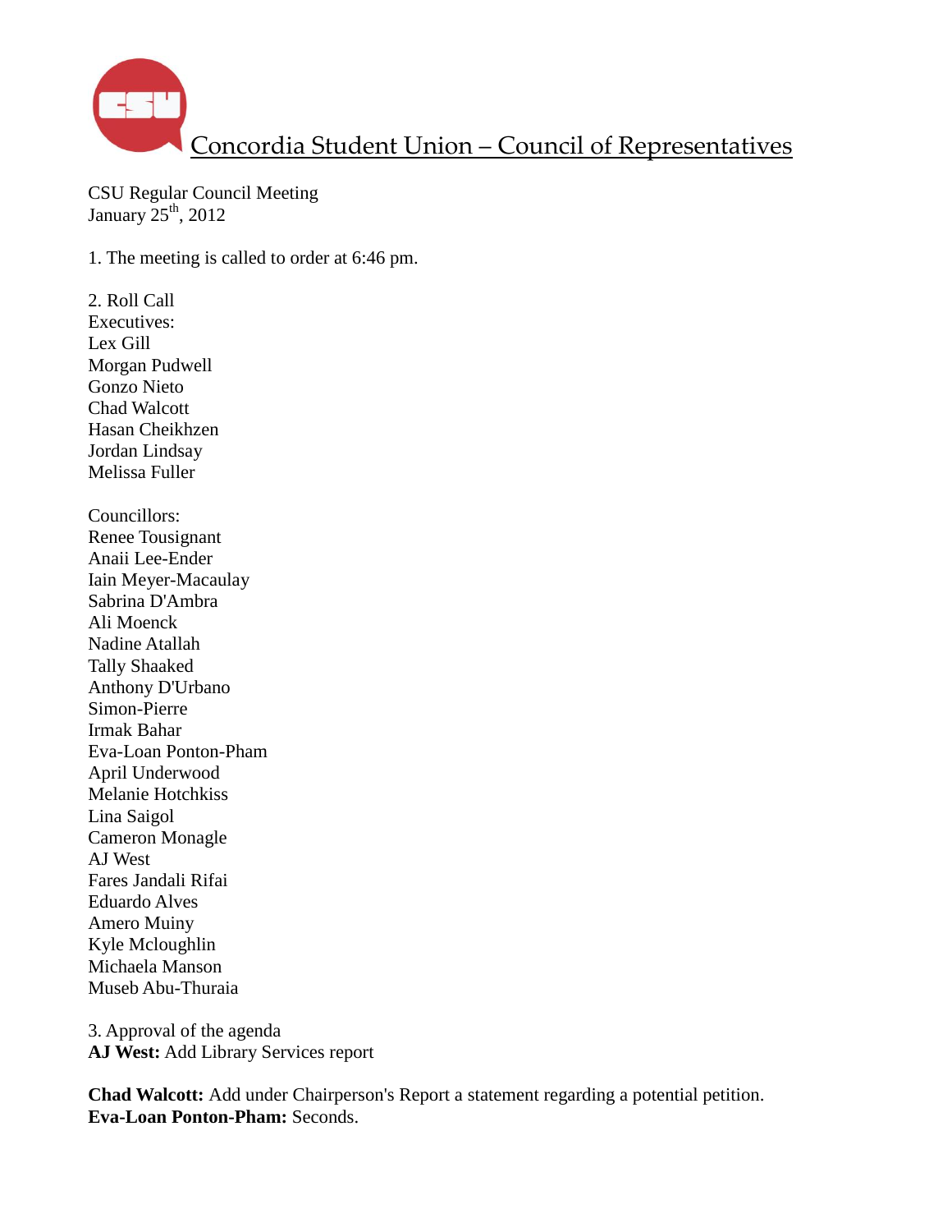# Concordia Student Union – Council of Representatives

CSU Regular Council Meeting
January 25th, 2012

1. The meeting is called to order at 6:46 pm.

2. Roll Call
Executives:
Lex Gill
Morgan Pudwell
Gonzo Nieto
Chad Walcott
Hasan Cheikhzen
Jordan Lindsay
Melissa Fuller

Councillors:
Renee Tousignant
Anaii Lee-Ender
Iain Meyer-Macaulay
Sabrina D'Ambra
Ali Moenck
Nadine Atallah
Tally Shaaked
Anthony D'Urbano
Simon-Pierre
Irmak Bahar
Eva-Loan Ponton-Pham
April Underwood
Melanie Hotchkiss
Lina Saigol
Cameron Monagle
AJ West
Fares Jandali Rifai
Eduardo Alves
Amero Muiny
Kyle Mcloughlin
Michaela Manson
Museb Abu-Thuraia

3. Approval of the agenda
**AJ West:** Add Library Services report

**Chad Walcott:** Add under Chairperson's Report a statement regarding a potential petition.
**Eva-Loan Ponton-Pham:** Seconds.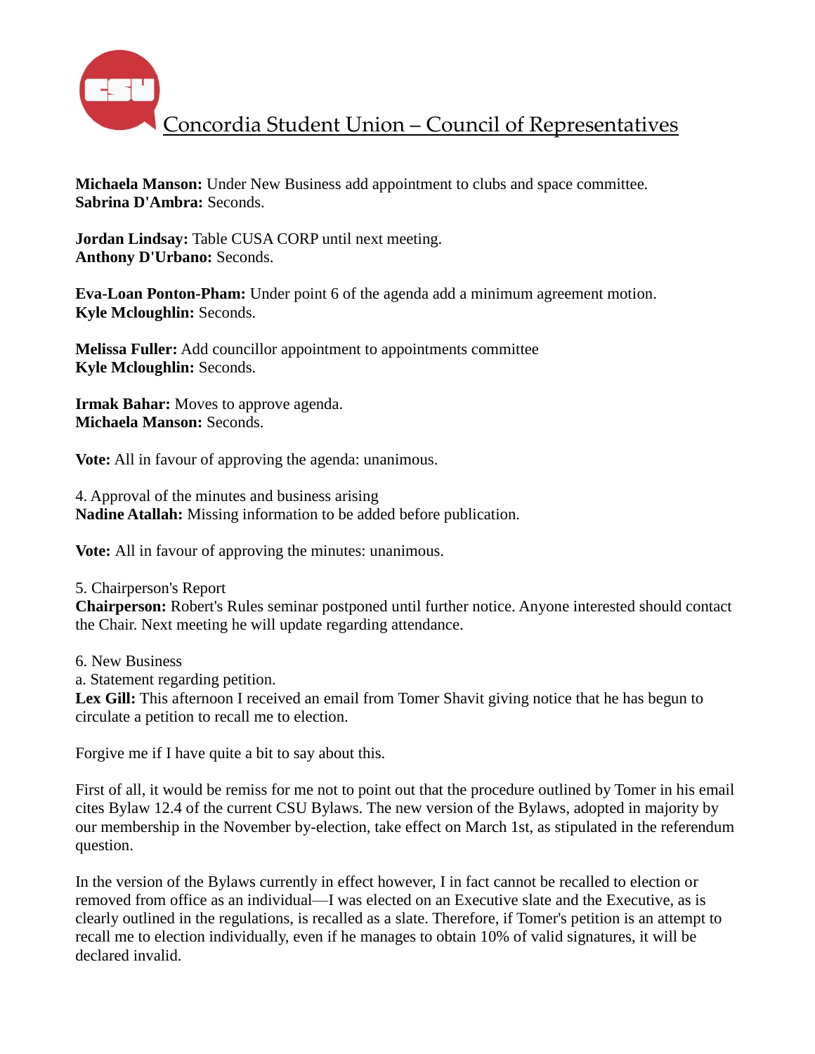**Michaela Manson:** Under New Business add appointment to clubs and space committee.
**Sabrina D'Ambra:** Seconds.

**Jordan Lindsay:** Table CUSA CORP until next meeting.
**Anthony D'Urbano:** Seconds.

**Eva-Loan Ponton-Pham:** Under point 6 of the agenda add a minimum agreement motion.
**Kyle Mcloughlin:** Seconds.

**Melissa Fuller:** Add councillor appointment to appointments committee
**Kyle Mcloughlin:** Seconds.

**Irmak Bahar:** Moves to approve agenda.
**Michaela Manson:** Seconds.

**Vote:** All in favour of approving the agenda: unanimous.

4. Approval of the minutes and business arising
**Nadine Atallah:** Missing information to be added before publication.

**Vote:** All in favour of approving the minutes: unanimous.

5. Chairperson's Report
**Chairperson:** Robert's Rules seminar postponed until further notice. Anyone interested should contact the Chair. Next meeting he will update regarding attendance.

6. New Business
a. Statement regarding petition.
**Lex Gill:** This afternoon I received an email from Tomer Shavit giving notice that he has begun to circulate a petition to recall me to election.

Forgive me if I have quite a bit to say about this.

First of all, it would be remiss for me not to point out that the procedure outlined by Tomer in his email cites Bylaw 12.4 of the current CSU Bylaws. The new version of the Bylaws, adopted in majority by our membership in the November by-election, take effect on March 1st, as stipulated in the referendum question.

In the version of the Bylaws currently in effect however, I in fact cannot be recalled to election or removed from office as an individual—I was elected on an Executive slate and the Executive, as is clearly outlined in the regulations, is recalled as a slate. Therefore, if Tomer's petition is an attempt to recall me to election individually, even if he manages to obtain 10% of valid signatures, it will be declared invalid.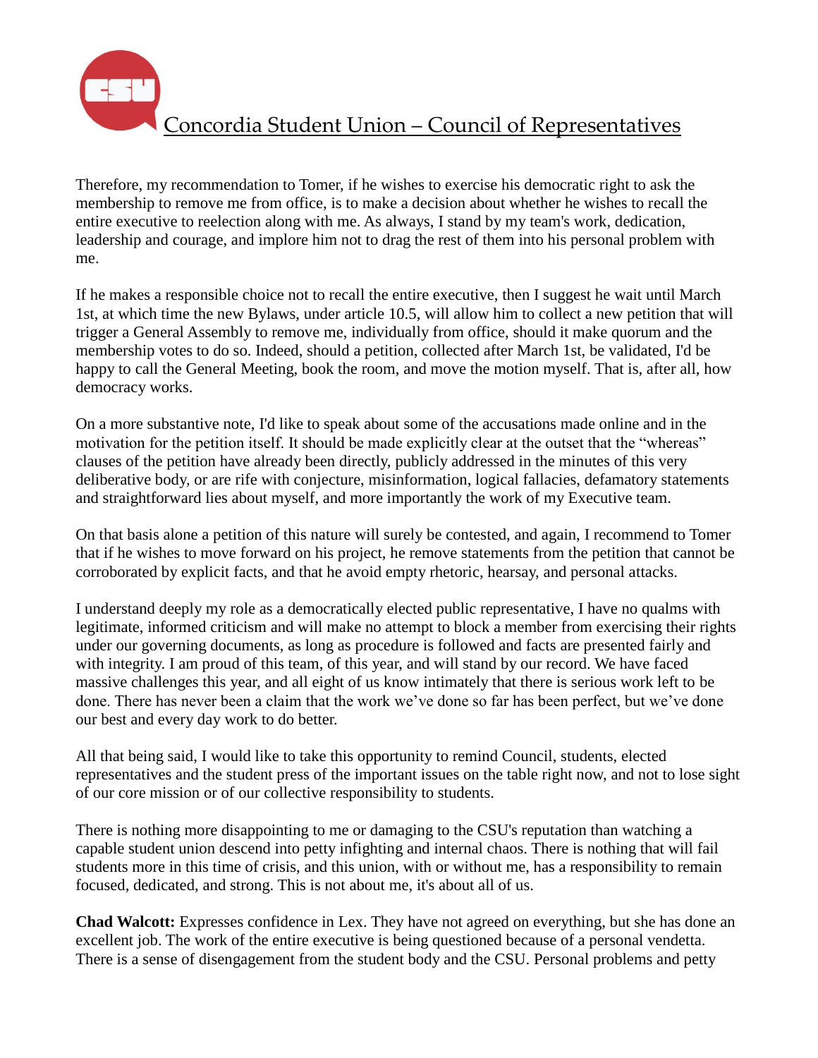Therefore, my recommendation to Tomer, if he wishes to exercise his democratic right to ask the membership to remove me from office, is to make a decision about whether he wishes to recall the entire executive to reelection along with me. As always, I stand by my team's work, dedication, leadership and courage, and implore him not to drag the rest of them into his personal problem with me.

If he makes a responsible choice not to recall the entire executive, then I suggest he wait until March 1st, at which time the new Bylaws, under article 10.5, will allow him to collect a new petition that will trigger a General Assembly to remove me, individually from office, should it make quorum and the membership votes to do so. Indeed, should a petition, collected after March 1st, be validated, I'd be happy to call the General Meeting, book the room, and move the motion myself. That is, after all, how democracy works.

On a more substantive note, I'd like to speak about some of the accusations made online and in the motivation for the petition itself. It should be made explicitly clear at the outset that the "whereas" clauses of the petition have already been directly, publicly addressed in the minutes of this very deliberative body, or are rife with conjecture, misinformation, logical fallacies, defamatory statements and straightforward lies about myself, and more importantly the work of my Executive team.

On that basis alone a petition of this nature will surely be contested, and again, I recommend to Tomer that if he wishes to move forward on his project, he remove statements from the petition that cannot be corroborated by explicit facts, and that he avoid empty rhetoric, hearsay, and personal attacks.

I understand deeply my role as a democratically elected public representative, I have no qualms with legitimate, informed criticism and will make no attempt to block a member from exercising their rights under our governing documents, as long as procedure is followed and facts are presented fairly and with integrity. I am proud of this team, of this year, and will stand by our record. We have faced massive challenges this year, and all eight of us know intimately that there is serious work left to be done. There has never been a claim that the work we've done so far has been perfect, but we've done our best and every day work to do better.

All that being said, I would like to take this opportunity to remind Council, students, elected representatives and the student press of the important issues on the table right now, and not to lose sight of our core mission or of our collective responsibility to students.

There is nothing more disappointing to me or damaging to the CSU's reputation than watching a capable student union descend into petty infighting and internal chaos. There is nothing that will fail students more in this time of crisis, and this union, with or without me, has a responsibility to remain focused, dedicated, and strong. This is not about me, it's about all of us.

**Chad Walcott:** Expresses confidence in Lex. They have not agreed on everything, but she has done an excellent job. The work of the entire executive is being questioned because of a personal vendetta. There is a sense of disengagement from the student body and the CSU. Personal problems and petty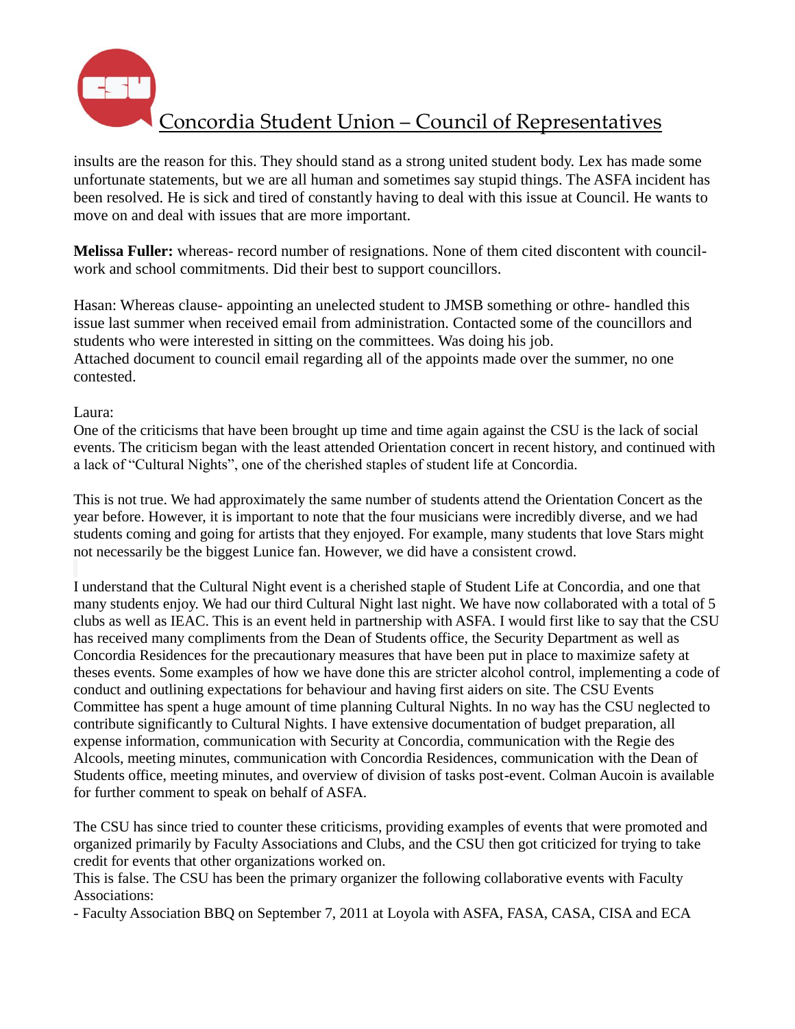insults are the reason for this. They should stand as a strong united student body. Lex has made some unfortunate statements, but we are all human and sometimes say stupid things. The ASFA incident has been resolved. He is sick and tired of constantly having to deal with this issue at Council. He wants to move on and deal with issues that are more important.

**Melissa Fuller:** whereas- record number of resignations. None of them cited discontent with council- work and school commitments. Did their best to support councillors.

Hasan: Whereas clause- appointing an unelected student to JMSB something or othre- handled this issue last summer when received email from administration. Contacted some of the councillors and students who were interested in sitting on the committees. Was doing his job.
Attached document to council email regarding all of the appoints made over the summer, no one contested.

Laura:
One of the criticisms that have been brought up time and time again against the CSU is the lack of social events. The criticism began with the least attended Orientation concert in recent history, and continued with a lack of "Cultural Nights", one of the cherished staples of student life at Concordia.

This is not true. We had approximately the same number of students attend the Orientation Concert as the year before. However, it is important to note that the four musicians were incredibly diverse, and we had students coming and going for artists that they enjoyed. For example, many students that love Stars might not necessarily be the biggest Lunice fan. However, we did have a consistent crowd.

I understand that the Cultural Night event is a cherished staple of Student Life at Concordia, and one that many students enjoy. We had our third Cultural Night last night. We have now collaborated with a total of 5 clubs as well as IEAC. This is an event held in partnership with ASFA. I would first like to say that the CSU has received many compliments from the Dean of Students office, the Security Department as well as Concordia Residences for the precautionary measures that have been put in place to maximize safety at theses events. Some examples of how we have done this are stricter alcohol control, implementing a code of conduct and outlining expectations for behaviour and having first aiders on site. The CSU Events Committee has spent a huge amount of time planning Cultural Nights. In no way has the CSU neglected to contribute significantly to Cultural Nights. I have extensive documentation of budget preparation, all expense information, communication with Security at Concordia, communication with the Regie des Alcools, meeting minutes, communication with Concordia Residences, communication with the Dean of Students office, meeting minutes, and overview of division of tasks post-event. Colman Aucoin is available for further comment to speak on behalf of ASFA.

The CSU has since tried to counter these criticisms, providing examples of events that were promoted and organized primarily by Faculty Associations and Clubs, and the CSU then got criticized for trying to take credit for events that other organizations worked on.
This is false. The CSU has been the primary organizer the following collaborative events with Faculty Associations:
- Faculty Association BBQ on September 7, 2011 at Loyola with ASFA, FASA, CASA, CISA and ECA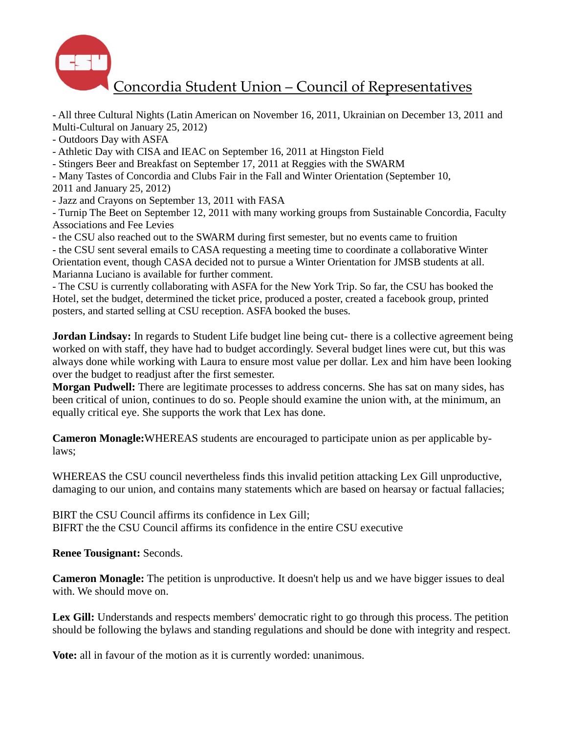- All three Cultural Nights (Latin American on November 16, 2011, Ukrainian on December 13, 2011 and Multi-Cultural on January 25, 2012)
- Outdoors Day with ASFA
- Athletic Day with CISA and IEAC on September 16, 2011 at Hingston Field
- Stingers Beer and Breakfast on September 17, 2011 at Reggies with the SWARM
- Many Tastes of Concordia and Clubs Fair in the Fall and Winter Orientation (September 10, 2011 and January 25, 2012)
- Jazz and Crayons on September 13, 2011 with FASA
- Turnip The Beet on September 12, 2011 with many working groups from Sustainable Concordia, Faculty Associations and Fee Levies
- the CSU also reached out to the SWARM during first semester, but no events came to fruition
- the CSU sent several emails to CASA requesting a meeting time to coordinate a collaborative Winter Orientation event, though CASA decided not to pursue a Winter Orientation for JMSB students at all. Marianna Luciano is available for further comment.
- The CSU is currently collaborating with ASFA for the New York Trip. So far, the CSU has booked the Hotel, set the budget, determined the ticket price, produced a poster, created a facebook group, printed posters, and started selling at CSU reception. ASFA booked the buses.

**Jordan Lindsay:** In regards to Student Life budget line being cut- there is a collective agreement being worked on with staff, they have had to budget accordingly. Several budget lines were cut, but this was always done while working with Laura to ensure most value per dollar. Lex and him have been looking over the budget to readjust after the first semester.

**Morgan Pudwell:** There are legitimate processes to address concerns. She has sat on many sides, has been critical of union, continues to do so. People should examine the union with, at the minimum, an equally critical eye. She supports the work that Lex has done.

**Cameron Monagle:**WHEREAS students are encouraged to participate union as per applicable by-laws;

WHEREAS the CSU council nevertheless finds this invalid petition attacking Lex Gill unproductive, damaging to our union, and contains many statements which are based on hearsay or factual fallacies;

BIRT the CSU Council affirms its confidence in Lex Gill;
BIFRT the the CSU Council affirms its confidence in the entire CSU executive

**Renee Tousignant:** Seconds.

**Cameron Monagle:** The petition is unproductive. It doesn't help us and we have bigger issues to deal with. We should move on.

**Lex Gill:** Understands and respects members' democratic right to go through this process. The petition should be following the bylaws and standing regulations and should be done with integrity and respect.

**Vote:** all in favour of the motion as it is currently worded: unanimous.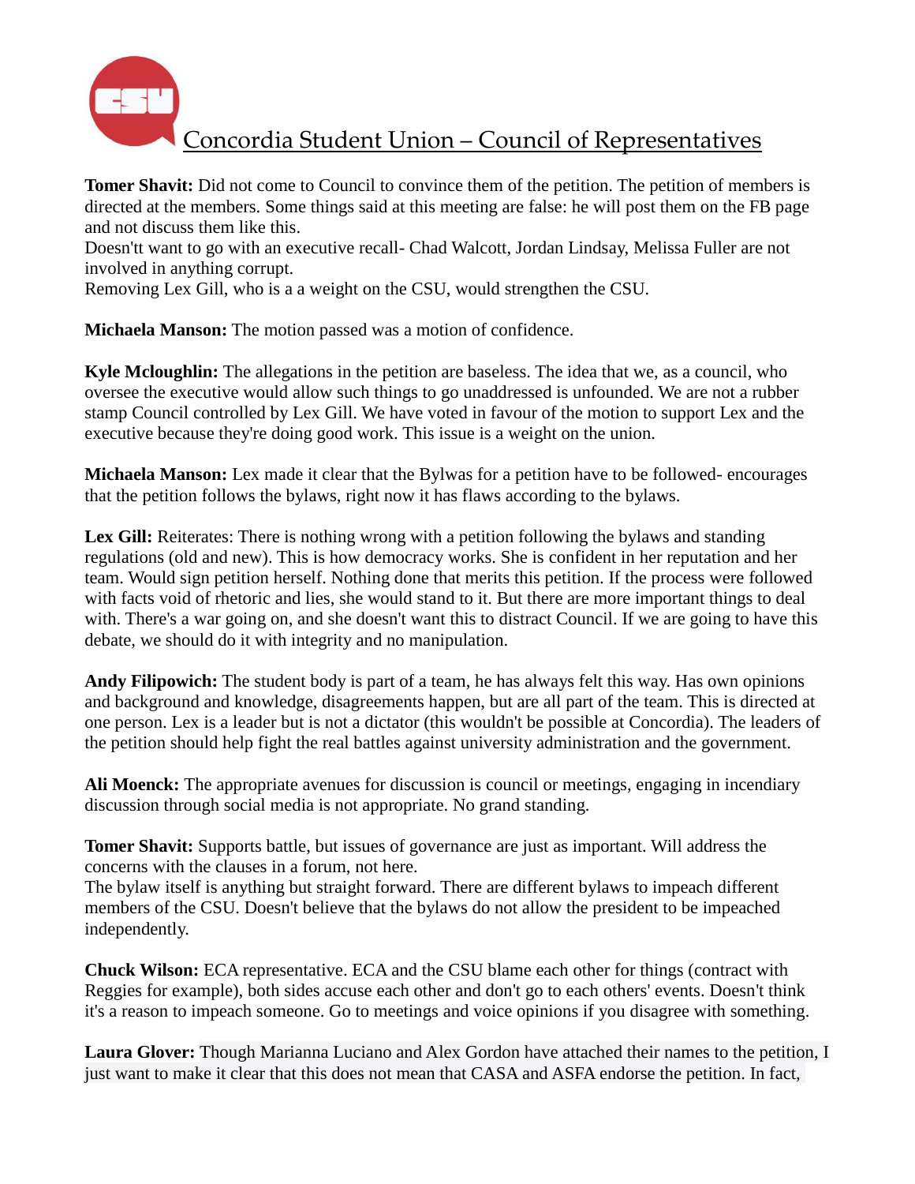# Concordia Student Union – Council of Representatives

**Tomer Shavit:** Did not come to Council to convince them of the petition. The petition of members is directed at the members. Some things said at this meeting are false: he will post them on the FB page and not discuss them like this.
Doesn'tt want to go with an executive recall- Chad Walcott, Jordan Lindsay, Melissa Fuller are not involved in anything corrupt.
Removing Lex Gill, who is a a weight on the CSU, would strengthen the CSU.

**Michaela Manson:** The motion passed was a motion of confidence.

**Kyle Mcloughlin:** The allegations in the petition are baseless. The idea that we, as a council, who oversee the executive would allow such things to go unaddressed is unfounded. We are not a rubber stamp Council controlled by Lex Gill. We have voted in favour of the motion to support Lex and the executive because they're doing good work. This issue is a weight on the union.

**Michaela Manson:** Lex made it clear that the Bylwas for a petition have to be followed- encourages that the petition follows the bylaws, right now it has flaws according to the bylaws.

**Lex Gill:** Reiterates: There is nothing wrong with a petition following the bylaws and standing regulations (old and new). This is how democracy works. She is confident in her reputation and her team. Would sign petition herself. Nothing done that merits this petition. If the process were followed with facts void of rhetoric and lies, she would stand to it. But there are more important things to deal with. There's a war going on, and she doesn't want this to distract Council. If we are going to have this debate, we should do it with integrity and no manipulation.

**Andy Filipowich:** The student body is part of a team, he has always felt this way. Has own opinions and background and knowledge, disagreements happen, but are all part of the team. This is directed at one person. Lex is a leader but is not a dictator (this wouldn't be possible at Concordia). The leaders of the petition should help fight the real battles against university administration and the government.

**Ali Moenck:** The appropriate avenues for discussion is council or meetings, engaging in incendiary discussion through social media is not appropriate. No grand standing.

**Tomer Shavit:** Supports battle, but issues of governance are just as important. Will address the concerns with the clauses in a forum, not here.
The bylaw itself is anything but straight forward. There are different bylaws to impeach different members of the CSU. Doesn't believe that the bylaws do not allow the president to be impeached independently.

**Chuck Wilson:** ECA representative. ECA and the CSU blame each other for things (contract with Reggies for example), both sides accuse each other and don't go to each others' events. Doesn't think it's a reason to impeach someone. Go to meetings and voice opinions if you disagree with something.

**Laura Glover:** Though Marianna Luciano and Alex Gordon have attached their names to the petition, I just want to make it clear that this does not mean that CASA and ASFA endorse the petition. In fact,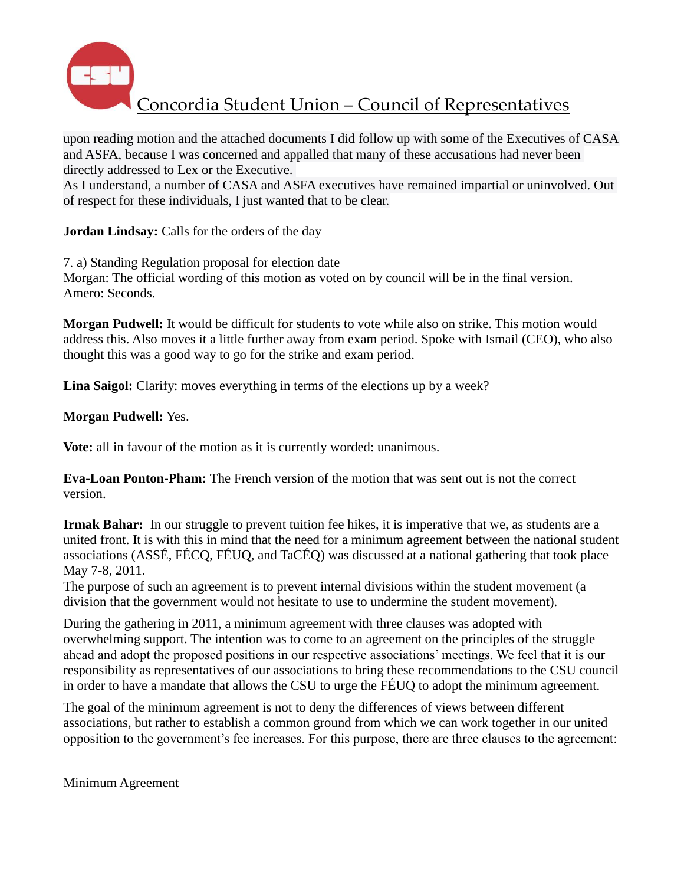upon reading motion and the attached documents I did follow up with some of the Executives of CASA and ASFA, because I was concerned and appalled that many of these accusations had never been directly addressed to Lex or the Executive.
As I understand, a number of CASA and ASFA executives have remained impartial or uninvolved. Out of respect for these individuals, I just wanted that to be clear.

**Jordan Lindsay:** Calls for the orders of the day

7. a) Standing Regulation proposal for election date
Morgan: The official wording of this motion as voted on by council will be in the final version.
Amero: Seconds.

**Morgan Pudwell:** It would be difficult for students to vote while also on strike. This motion would address this. Also moves it a little further away from exam period. Spoke with Ismail (CEO), who also thought this was a good way to go for the strike and exam period.

**Lina Saigol:** Clarify: moves everything in terms of the elections up by a week?

**Morgan Pudwell:** Yes.

**Vote:** all in favour of the motion as it is currently worded: unanimous.

**Eva-Loan Ponton-Pham:** The French version of the motion that was sent out is not the correct version.

**Irmak Bahar:** In our struggle to prevent tuition fee hikes, it is imperative that we, as students are a united front. It is with this in mind that the need for a minimum agreement between the national student associations (ASSÉ, FÉCQ, FÉUQ, and TaCÉQ) was discussed at a national gathering that took place May 7-8, 2011.
The purpose of such an agreement is to prevent internal divisions within the student movement (a division that the government would not hesitate to use to undermine the student movement).

During the gathering in 2011, a minimum agreement with three clauses was adopted with overwhelming support. The intention was to come to an agreement on the principles of the struggle ahead and adopt the proposed positions in our respective associations' meetings. We feel that it is our responsibility as representatives of our associations to bring these recommendations to the CSU council in order to have a mandate that allows the CSU to urge the FÉUQ to adopt the minimum agreement.

The goal of the minimum agreement is not to deny the differences of views between different associations, but rather to establish a common ground from which we can work together in our united opposition to the government's fee increases. For this purpose, there are three clauses to the agreement:

Minimum Agreement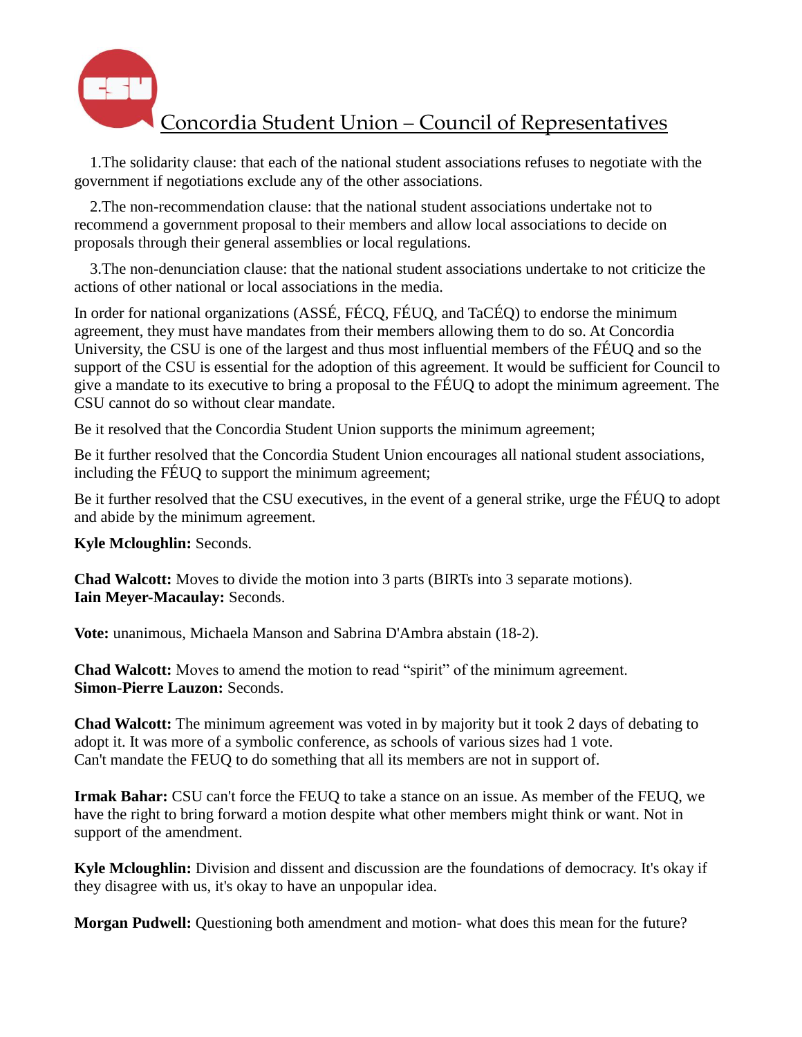1.The solidarity clause: that each of the national student associations refuses to negotiate with the government if negotiations exclude any of the other associations.

2.The non-recommendation clause: that the national student associations undertake not to recommend a government proposal to their members and allow local associations to decide on proposals through their general assemblies or local regulations.

3.The non-denunciation clause: that the national student associations undertake to not criticize the actions of other national or local associations in the media.

In order for national organizations (ASSÉ, FÉCQ, FÉUQ, and TaCÉQ) to endorse the minimum agreement, they must have mandates from their members allowing them to do so. At Concordia University, the CSU is one of the largest and thus most influential members of the FÉUQ and so the support of the CSU is essential for the adoption of this agreement. It would be sufficient for Council to give a mandate to its executive to bring a proposal to the FÉUQ to adopt the minimum agreement. The CSU cannot do so without clear mandate.

Be it resolved that the Concordia Student Union supports the minimum agreement;

Be it further resolved that the Concordia Student Union encourages all national student associations, including the FÉUQ to support the minimum agreement;

Be it further resolved that the CSU executives, in the event of a general strike, urge the FÉUQ to adopt and abide by the minimum agreement.

**Kyle Mcloughlin:** Seconds.

**Chad Walcott:** Moves to divide the motion into 3 parts (BIRTs into 3 separate motions).
**Iain Meyer-Macaulay:** Seconds.

**Vote:** unanimous, Michaela Manson and Sabrina D'Ambra abstain (18-2).

**Chad Walcott:** Moves to amend the motion to read "spirit" of the minimum agreement.
**Simon-Pierre Lauzon:** Seconds.

**Chad Walcott:** The minimum agreement was voted in by majority but it took 2 days of debating to adopt it. It was more of a symbolic conference, as schools of various sizes had 1 vote. Can't mandate the FEUQ to do something that all its members are not in support of.

**Irmak Bahar:** CSU can't force the FEUQ to take a stance on an issue. As member of the FEUQ, we have the right to bring forward a motion despite what other members might think or want. Not in support of the amendment.

**Kyle Mcloughlin:** Division and dissent and discussion are the foundations of democracy. It's okay if they disagree with us, it's okay to have an unpopular idea.

**Morgan Pudwell:** Questioning both amendment and motion- what does this mean for the future?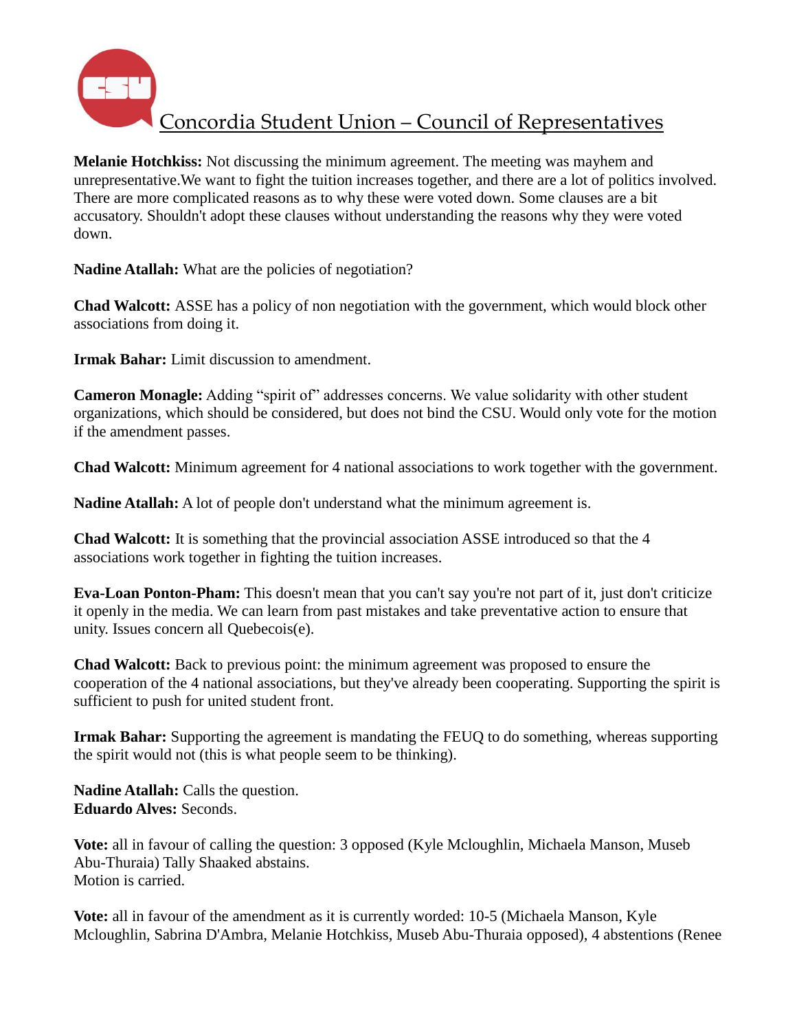# Concordia Student Union – Council of Representatives

**Melanie Hotchkiss:** Not discussing the minimum agreement. The meeting was mayhem and unrepresentative.We want to fight the tuition increases together, and there are a lot of politics involved. There are more complicated reasons as to why these were voted down. Some clauses are a bit accusatory. Shouldn't adopt these clauses without understanding the reasons why they were voted down.

**Nadine Atallah:** What are the policies of negotiation?

**Chad Walcott:** ASSE has a policy of non negotiation with the government, which would block other associations from doing it.

**Irmak Bahar:** Limit discussion to amendment.

**Cameron Monagle:** Adding "spirit of" addresses concerns. We value solidarity with other student organizations, which should be considered, but does not bind the CSU. Would only vote for the motion if the amendment passes.

**Chad Walcott:** Minimum agreement for 4 national associations to work together with the government.

**Nadine Atallah:** A lot of people don't understand what the minimum agreement is.

**Chad Walcott:** It is something that the provincial association ASSE introduced so that the 4 associations work together in fighting the tuition increases.

**Eva-Loan Ponton-Pham:** This doesn't mean that you can't say you're not part of it, just don't criticize it openly in the media. We can learn from past mistakes and take preventative action to ensure that unity. Issues concern all Quebecois(e).

**Chad Walcott:** Back to previous point: the minimum agreement was proposed to ensure the cooperation of the 4 national associations, but they've already been cooperating. Supporting the spirit is sufficient to push for united student front.

**Irmak Bahar:** Supporting the agreement is mandating the FEUQ to do something, whereas supporting the spirit would not (this is what people seem to be thinking).

**Nadine Atallah:** Calls the question.
**Eduardo Alves:** Seconds.

**Vote:** all in favour of calling the question: 3 opposed (Kyle Mcloughlin, Michaela Manson, Museb Abu-Thuraia) Tally Shaaked abstains.
Motion is carried.

**Vote:** all in favour of the amendment as it is currently worded: 10-5 (Michaela Manson, Kyle Mcloughlin, Sabrina D'Ambra, Melanie Hotchkiss, Museb Abu-Thuraia opposed), 4 abstentions (Renee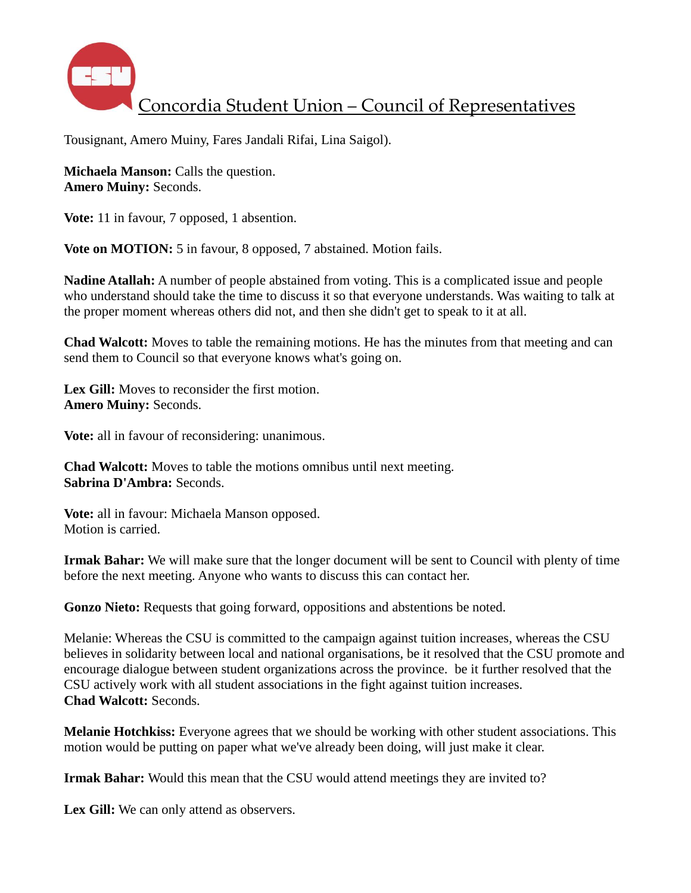Tousignant, Amero Muiny, Fares Jandali Rifai, Lina Saigol).

**Michaela Manson:** Calls the question.
**Amero Muiny:** Seconds.

**Vote:** 11 in favour, 7 opposed, 1 absention.

**Vote on MOTION:** 5 in favour, 8 opposed, 7 abstained. Motion fails.

**Nadine Atallah:** A number of people abstained from voting. This is a complicated issue and people who understand should take the time to discuss it so that everyone understands. Was waiting to talk at the proper moment whereas others did not, and then she didn't get to speak to it at all.

**Chad Walcott:** Moves to table the remaining motions. He has the minutes from that meeting and can send them to Council so that everyone knows what's going on.

**Lex Gill:** Moves to reconsider the first motion.
**Amero Muiny:** Seconds.

**Vote:** all in favour of reconsidering: unanimous.

**Chad Walcott:** Moves to table the motions omnibus until next meeting.
**Sabrina D'Ambra:** Seconds.

**Vote:** all in favour: Michaela Manson opposed.
Motion is carried.

**Irmak Bahar:** We will make sure that the longer document will be sent to Council with plenty of time before the next meeting. Anyone who wants to discuss this can contact her.

**Gonzo Nieto:** Requests that going forward, oppositions and abstentions be noted.

Melanie: Whereas the CSU is committed to the campaign against tuition increases, whereas the CSU believes in solidarity between local and national organisations, be it resolved that the CSU promote and encourage dialogue between student organizations across the province. be it further resolved that the CSU actively work with all student associations in the fight against tuition increases.
**Chad Walcott:** Seconds.

**Melanie Hotchkiss:** Everyone agrees that we should be working with other student associations. This motion would be putting on paper what we've already been doing, will just make it clear.

**Irmak Bahar:** Would this mean that the CSU would attend meetings they are invited to?

**Lex Gill:** We can only attend as observers.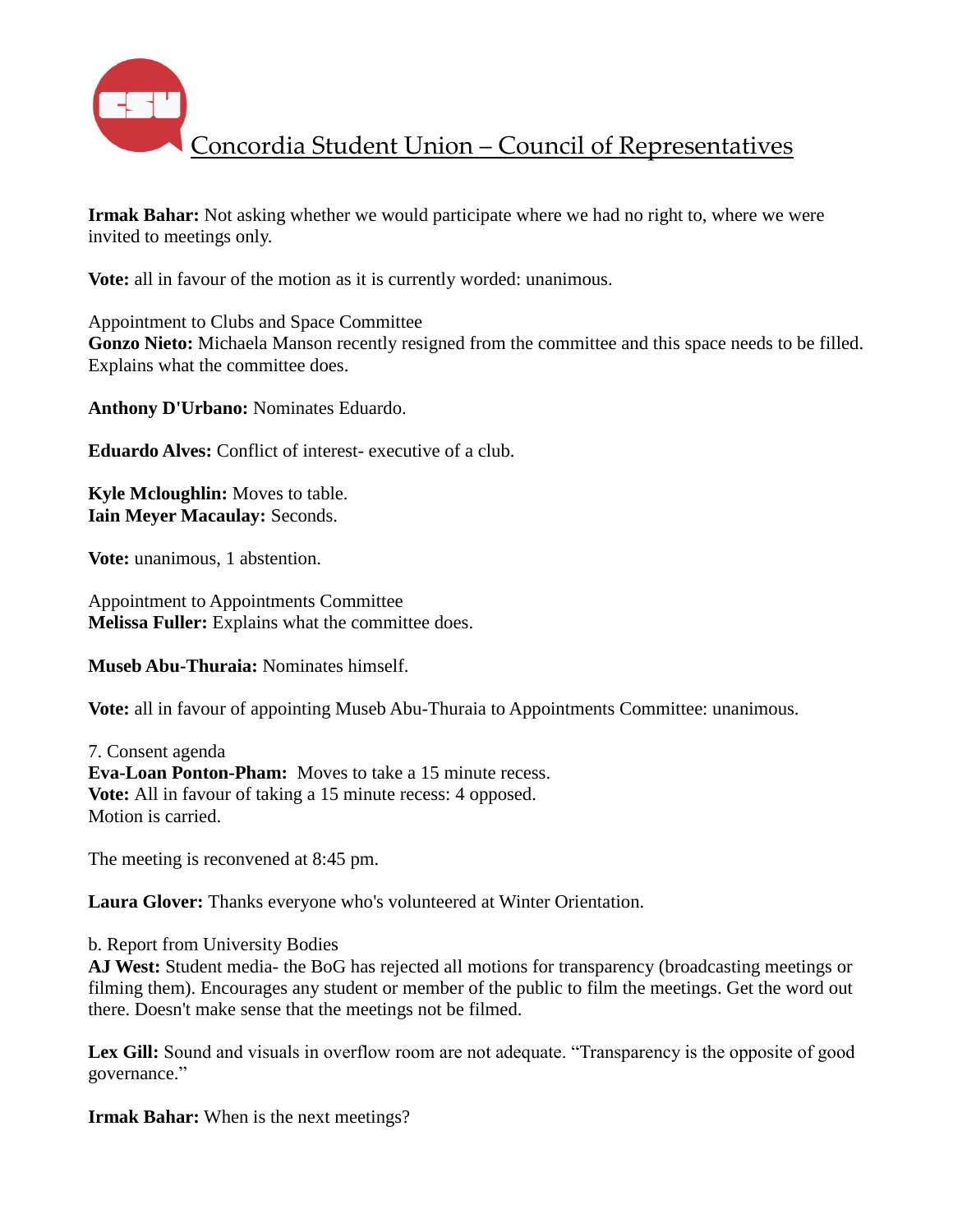**Irmak Bahar:** Not asking whether we would participate where we had no right to, where we were invited to meetings only.

**Vote:** all in favour of the motion as it is currently worded: unanimous.

Appointment to Clubs and Space Committee
**Gonzo Nieto:** Michaela Manson recently resigned from the committee and this space needs to be filled. Explains what the committee does.

**Anthony D'Urbano:** Nominates Eduardo.

**Eduardo Alves:** Conflict of interest- executive of a club.

**Kyle Mcloughlin:** Moves to table.
**Iain Meyer Macaulay:** Seconds.

**Vote:** unanimous, 1 abstention.

Appointment to Appointments Committee
**Melissa Fuller:** Explains what the committee does.

**Museb Abu-Thuraia:** Nominates himself.

**Vote:** all in favour of appointing Museb Abu-Thuraia to Appointments Committee: unanimous.

7. Consent agenda
**Eva-Loan Ponton-Pham:** Moves to take a 15 minute recess.
**Vote:** All in favour of taking a 15 minute recess: 4 opposed.
Motion is carried.

The meeting is reconvened at 8:45 pm.

**Laura Glover:** Thanks everyone who's volunteered at Winter Orientation.

b. Report from University Bodies
**AJ West:** Student media- the BoG has rejected all motions for transparency (broadcasting meetings or filming them). Encourages any student or member of the public to film the meetings. Get the word out there. Doesn't make sense that the meetings not be filmed.

**Lex Gill:** Sound and visuals in overflow room are not adequate. "Transparency is the opposite of good governance."

**Irmak Bahar:** When is the next meetings?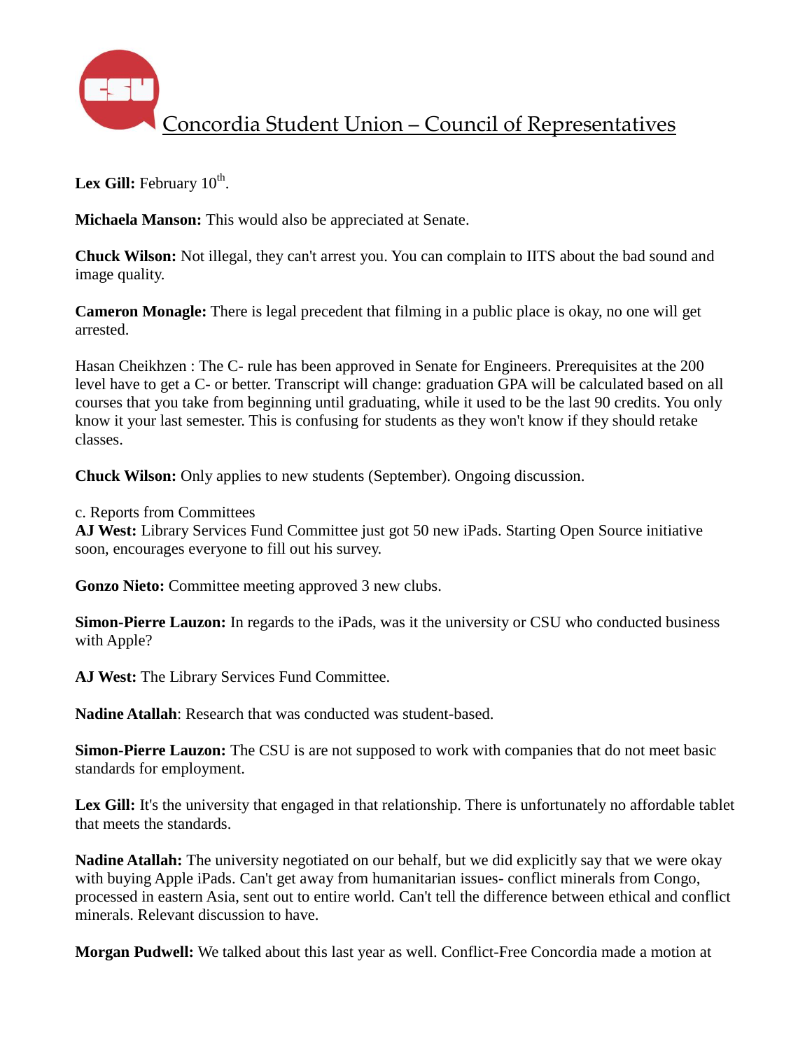**Lex Gill:** February 10th.

**Michaela Manson:** This would also be appreciated at Senate.

**Chuck Wilson:** Not illegal, they can't arrest you. You can complain to IITS about the bad sound and image quality.

**Cameron Monagle:** There is legal precedent that filming in a public place is okay, no one will get arrested.

Hasan Cheikhzen : The C- rule has been approved in Senate for Engineers. Prerequisites at the 200 level have to get a C- or better. Transcript will change: graduation GPA will be calculated based on all courses that you take from beginning until graduating, while it used to be the last 90 credits. You only know it your last semester. This is confusing for students as they won't know if they should retake classes.

**Chuck Wilson:** Only applies to new students (September). Ongoing discussion.

c. Reports from Committees
**AJ West:** Library Services Fund Committee just got 50 new iPads. Starting Open Source initiative soon, encourages everyone to fill out his survey.

**Gonzo Nieto:** Committee meeting approved 3 new clubs.

**Simon-Pierre Lauzon:** In regards to the iPads, was it the university or CSU who conducted business with Apple?

**AJ West:** The Library Services Fund Committee.

**Nadine Atallah**: Research that was conducted was student-based.

**Simon-Pierre Lauzon:** The CSU is are not supposed to work with companies that do not meet basic standards for employment.

**Lex Gill:** It's the university that engaged in that relationship. There is unfortunately no affordable tablet that meets the standards.

**Nadine Atallah:** The university negotiated on our behalf, but we did explicitly say that we were okay with buying Apple iPads. Can't get away from humanitarian issues- conflict minerals from Congo, processed in eastern Asia, sent out to entire world. Can't tell the difference between ethical and conflict minerals. Relevant discussion to have.

**Morgan Pudwell:** We talked about this last year as well. Conflict-Free Concordia made a motion at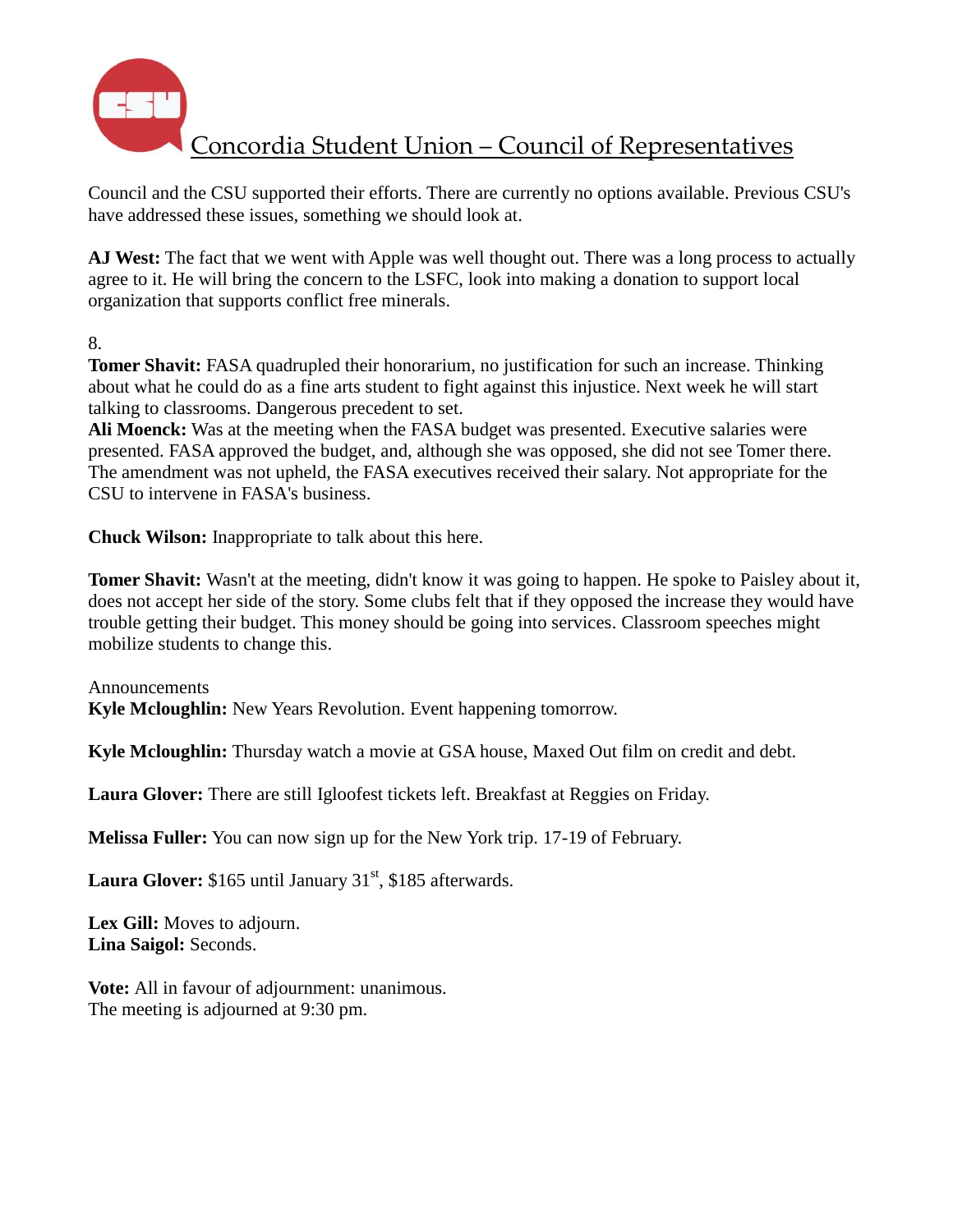Council and the CSU supported their efforts. There are currently no options available. Previous CSU's have addressed these issues, something we should look at.

**AJ West:** The fact that we went with Apple was well thought out. There was a long process to actually agree to it. He will bring the concern to the LSFC, look into making a donation to support local organization that supports conflict free minerals.

8.

**Tomer Shavit:** FASA quadrupled their honorarium, no justification for such an increase. Thinking about what he could do as a fine arts student to fight against this injustice. Next week he will start talking to classrooms. Dangerous precedent to set.

**Ali Moenck:** Was at the meeting when the FASA budget was presented. Executive salaries were presented. FASA approved the budget, and, although she was opposed, she did not see Tomer there. The amendment was not upheld, the FASA executives received their salary. Not appropriate for the CSU to intervene in FASA's business.

**Chuck Wilson:** Inappropriate to talk about this here.

**Tomer Shavit:** Wasn't at the meeting, didn't know it was going to happen. He spoke to Paisley about it, does not accept her side of the story. Some clubs felt that if they opposed the increase they would have trouble getting their budget. This money should be going into services. Classroom speeches might mobilize students to change this.

Announcements

**Kyle Mcloughlin:** New Years Revolution. Event happening tomorrow.

**Kyle Mcloughlin:** Thursday watch a movie at GSA house, Maxed Out film on credit and debt.

**Laura Glover:** There are still Igloofest tickets left. Breakfast at Reggies on Friday.

**Melissa Fuller:** You can now sign up for the New York trip. 17-19 of February.

**Laura Glover:** $165 until January 31st, $185 afterwards.

**Lex Gill:** Moves to adjourn.

**Lina Saigol:** Seconds.

**Vote:** All in favour of adjournment: unanimous.

The meeting is adjourned at 9:30 pm.